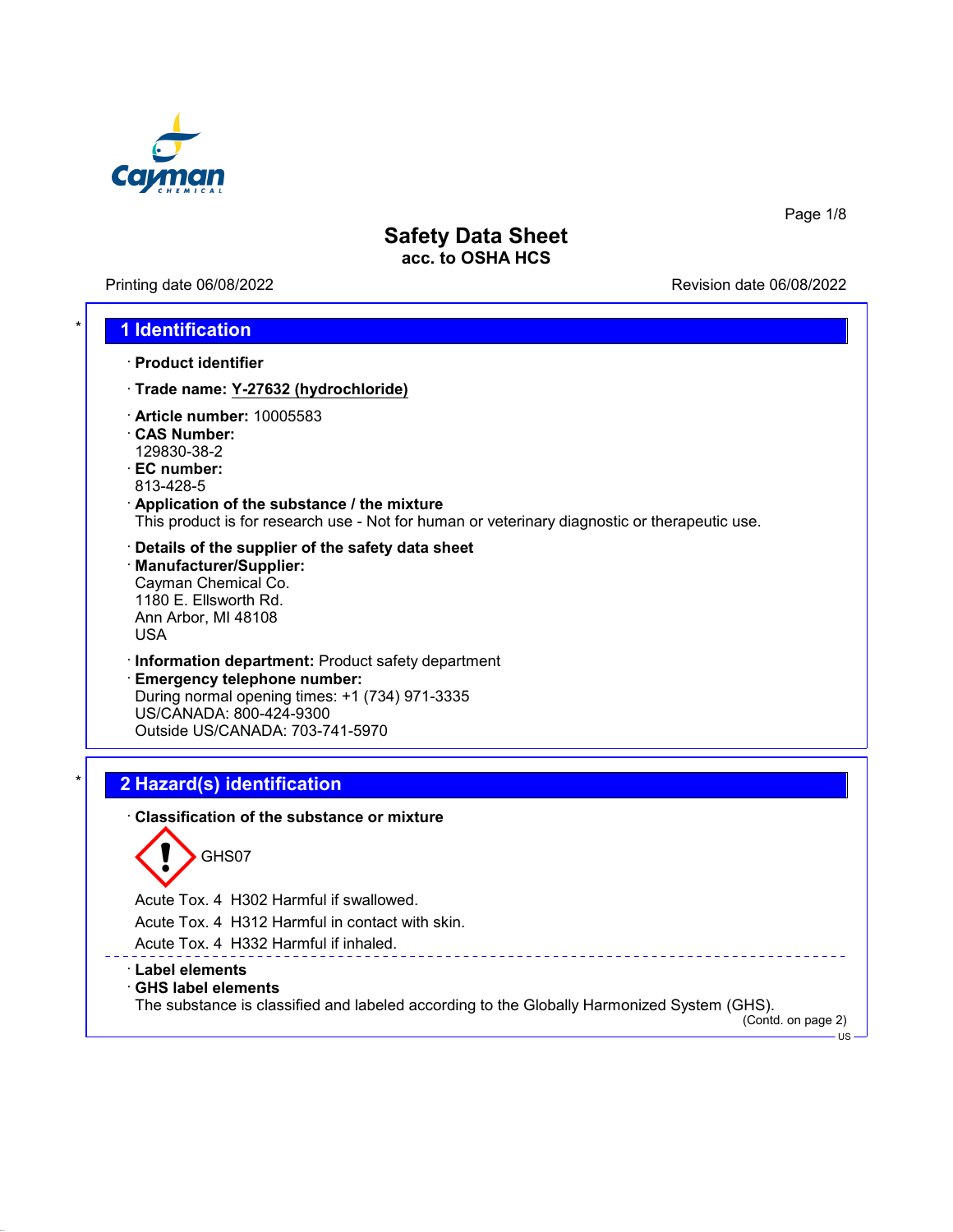# Safety Data Sheet

**acc. to OSHA HCS**

Printing date 06/08/2022 Revision date 06/08/2022

## 1 Identification

· **Product identifier**

· **Trade name: Y-27632 (hydrochloride)**

· **Article number:** 10005583

· **CAS Number:**
129830-38-2

· **EC number:**
813-428-5

· **Application of the substance / the mixture**
This product is for research use - Not for human or veterinary diagnostic or therapeutic use.

· **Details of the supplier of the safety data sheet**

· **Manufacturer/Supplier:**
Cayman Chemical Co.
1180 E. Ellsworth Rd.
Ann Arbor, MI 48108
USA

· **Information department:** Product safety department

· **Emergency telephone number:**
During normal opening times: +1 (734) 971-3335
US/CANADA: 800-424-9300
Outside US/CANADA: 703-741-5970

## 2 Hazard(s) identification

· **Classification of the substance or mixture**

GHS07

Acute Tox. 4 H302 Harmful if swallowed.

Acute Tox. 4 H312 Harmful in contact with skin.

Acute Tox. 4 H332 Harmful if inhaled.

· **Label elements**

· **GHS label elements**
The substance is classified and labeled according to the Globally Harmonized System (GHS).

(Contd. on page 2)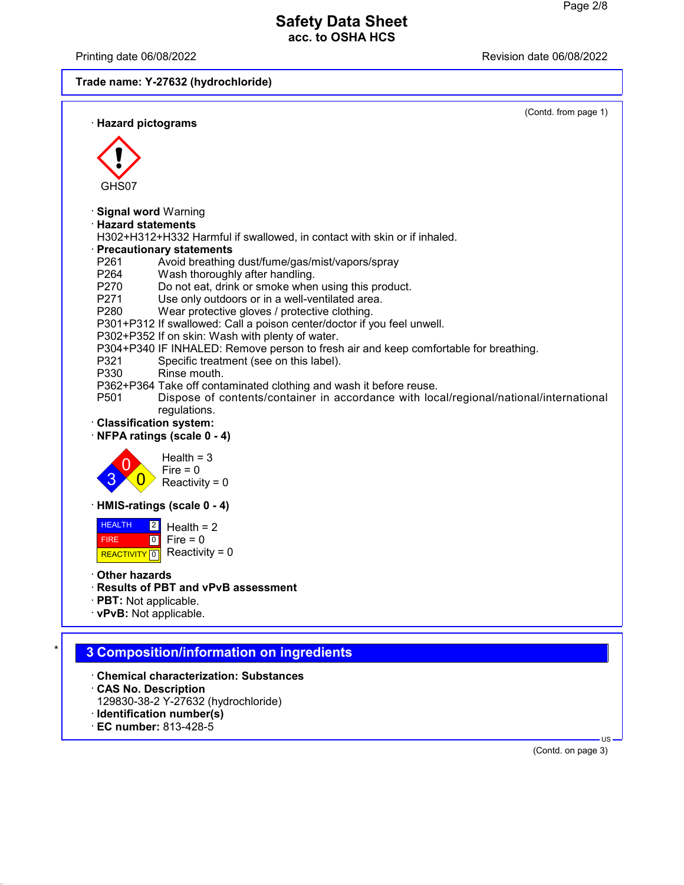Trade name: Y-27632 (hydrochloride)

(Contd. from page 1)

· **Hazard pictograms**

GHS07

· **Signal word** Warning

· **Hazard statements**

H302+H312+H332 Harmful if swallowed, in contact with skin or if inhaled.

· **Precautionary statements**

| | |
|---|---|
| P261 | Avoid breathing dust/fume/gas/mist/vapors/spray |
| P264 | Wash thoroughly after handling. |
| P270 | Do not eat, drink or smoke when using this product. |
| P271 | Use only outdoors or in a well-ventilated area. |
| P280 | Wear protective gloves / protective clothing. |
| P301+P312 | If swallowed: Call a poison center/doctor if you feel unwell. |
| P302+P352 | If on skin: Wash with plenty of water. |
| P304+P340 | IF INHALED: Remove person to fresh air and keep comfortable for breathing. |
| P321 | Specific treatment (see on this label). |
| P330 | Rinse mouth. |
| P362+P364 | Take off contaminated clothing and wash it before reuse. |
| P501 | Dispose of contents/container in accordance with local/regional/national/international regulations. |

· **Classification system:**

· **NFPA ratings (scale 0 - 4)**

Health = 3
Fire = 0
Reactivity = 0

· **HMIS-ratings (scale 0 - 4)**

| | |
|---|---|
| HEALTH | 2 |
| FIRE | 0 |
| REACTIVITY | 0 |

Health = 2
Fire = 0
Reactivity = 0

· **Other hazards**

· **Results of PBT and vPvB assessment**

· **PBT:** Not applicable.

· **vPvB:** Not applicable.

## 3 Composition/information on ingredients

· **Chemical characterization: Substances**

· **CAS No. Description**

129830-38-2 Y-27632 (hydrochloride)

· **Identification number(s)**

· **EC number:** 813-428-5

(Contd. on page 3)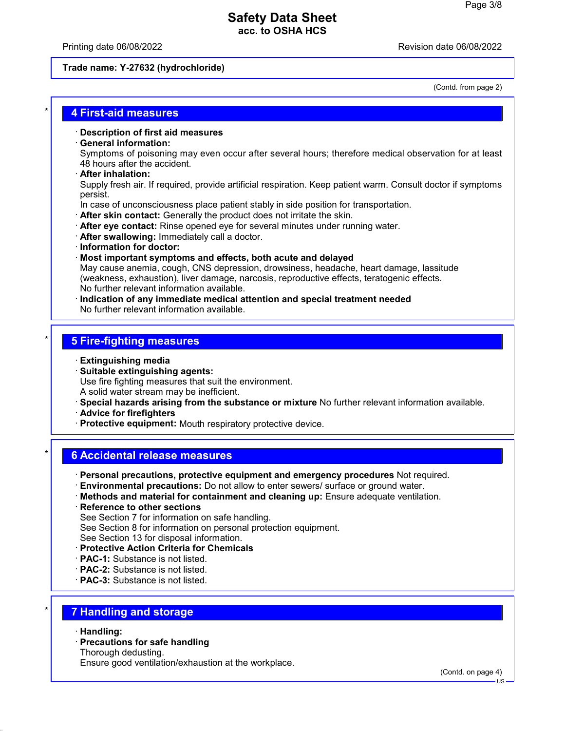Trade name: Y-27632 (hydrochloride)

(Contd. from page 2)

## 4 First-aid measures

- **Description of first aid measures**
- **General information:**
  Symptoms of poisoning may even occur after several hours; therefore medical observation for at least 48 hours after the accident.
- **After inhalation:**
  Supply fresh air. If required, provide artificial respiration. Keep patient warm. Consult doctor if symptoms persist.
  In case of unconsciousness place patient stably in side position for transportation.
- **After skin contact:** Generally the product does not irritate the skin.
- **After eye contact:** Rinse opened eye for several minutes under running water.
- **After swallowing:** Immediately call a doctor.
- **Information for doctor:**
- **Most important symptoms and effects, both acute and delayed**
  May cause anemia, cough, CNS depression, drowsiness, headache, heart damage, lassitude (weakness, exhaustion), liver damage, narcosis, reproductive effects, teratogenic effects.
  No further relevant information available.
- **Indication of any immediate medical attention and special treatment needed**
  No further relevant information available.

## 5 Fire-fighting measures

- **Extinguishing media**
- **Suitable extinguishing agents:**
  Use fire fighting measures that suit the environment.
  A solid water stream may be inefficient.
- **Special hazards arising from the substance or mixture** No further relevant information available.
- **Advice for firefighters**
- **Protective equipment:** Mouth respiratory protective device.

## 6 Accidental release measures

- **Personal precautions, protective equipment and emergency procedures** Not required.
- **Environmental precautions:** Do not allow to enter sewers/ surface or ground water.
- **Methods and material for containment and cleaning up:** Ensure adequate ventilation.
- **Reference to other sections**
  See Section 7 for information on safe handling.
  See Section 8 for information on personal protection equipment.
  See Section 13 for disposal information.
- **Protective Action Criteria for Chemicals**
- **PAC-1:** Substance is not listed.
- **PAC-2:** Substance is not listed.
- **PAC-3:** Substance is not listed.

## 7 Handling and storage

- **Handling:**
- **Precautions for safe handling**
  Thorough dedusting.
  Ensure good ventilation/exhaustion at the workplace.

(Contd. on page 4)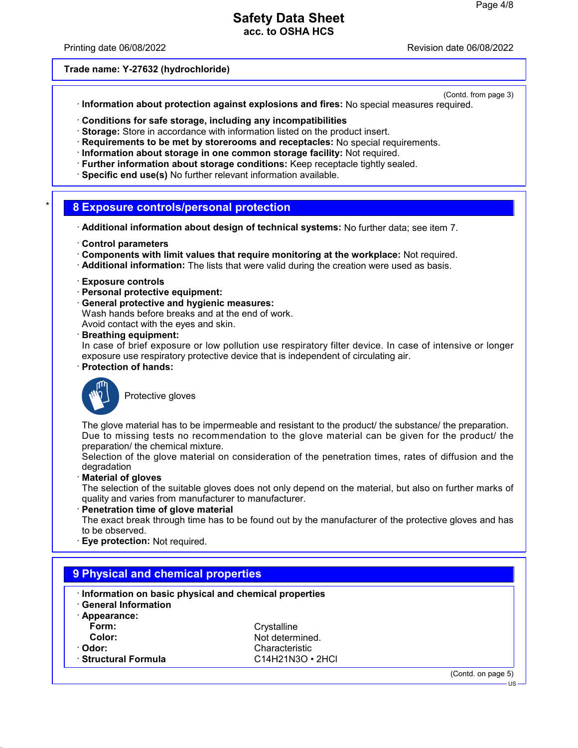**Trade name: Y-27632 (hydrochloride)**

(Contd. from page 3)

· **Information about protection against explosions and fires:** No special measures required.

· **Conditions for safe storage, including any incompatibilities**
· **Storage:** Store in accordance with information listed on the product insert.
· **Requirements to be met by storerooms and receptacles:** No special requirements.
· **Information about storage in one common storage facility:** Not required.
· **Further information about storage conditions:** Keep receptacle tightly sealed.
· **Specific end use(s)** No further relevant information available.

## 8 Exposure controls/personal protection

· **Additional information about design of technical systems:** No further data; see item 7.

· **Control parameters**
· **Components with limit values that require monitoring at the workplace:** Not required.
· **Additional information:** The lists that were valid during the creation were used as basis.

· **Exposure controls**
· **Personal protective equipment:**
· **General protective and hygienic measures:**
Wash hands before breaks and at the end of work.
Avoid contact with the eyes and skin.
· **Breathing equipment:**
In case of brief exposure or low pollution use respiratory filter device. In case of intensive or longer exposure use respiratory protective device that is independent of circulating air.
· **Protection of hands:**

Protective gloves

The glove material has to be impermeable and resistant to the product/ the substance/ the preparation.
Due to missing tests no recommendation to the glove material can be given for the product/ the preparation/ the chemical mixture.
Selection of the glove material on consideration of the penetration times, rates of diffusion and the degradation
· **Material of gloves**
The selection of the suitable gloves does not only depend on the material, but also on further marks of quality and varies from manufacturer to manufacturer.
· **Penetration time of glove material**
The exact break through time has to be found out by the manufacturer of the protective gloves and has to be observed.
· **Eye protection:** Not required.

## 9 Physical and chemical properties

· **Information on basic physical and chemical properties**
· **General Information**
· **Appearance:**

| | |
|---|---|
| **Form:** | Crystalline |
| **Color:** | Not determined. |
| · **Odor:** | Characteristic |
| · **Structural Formula** | $C_{14}H_{21}N_3O \cdot 2HCl$ |

(Contd. on page 5)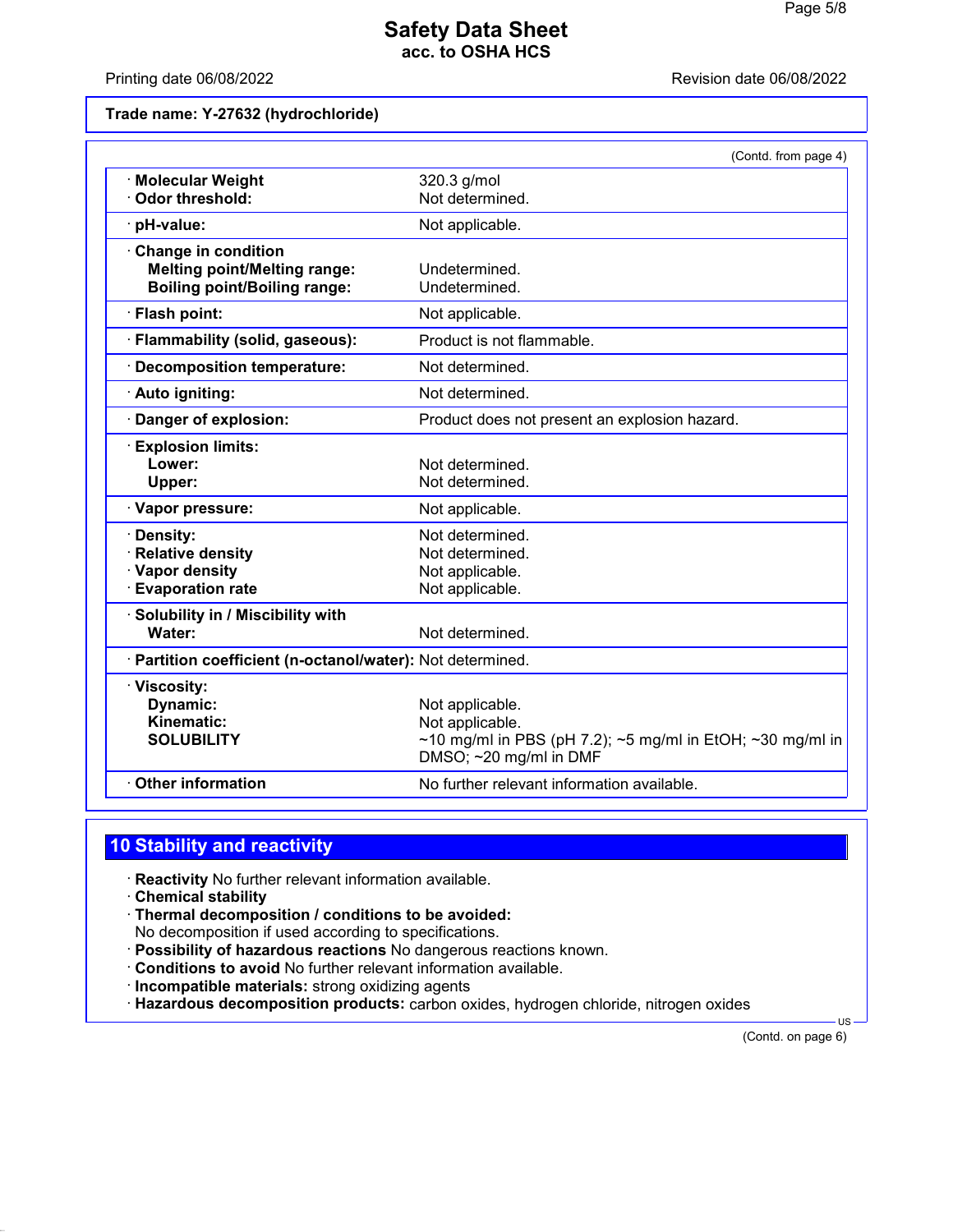Trade name: Y-27632 (hydrochloride)

(Contd. from page 4)

| | |
|---|---|
| · **Molecular Weight** | 320.3 g/mol |
| · **Odor threshold:** | Not determined. |
| · **pH-value:** | Not applicable. |
| · **Change in condition** | |
| **Melting point/Melting range:** | Undetermined. |
| **Boiling point/Boiling range:** | Undetermined. |
| · **Flash point:** | Not applicable. |
| · **Flammability (solid, gaseous):** | Product is not flammable. |
| · **Decomposition temperature:** | Not determined. |
| · **Auto igniting:** | Not determined. |
| · **Danger of explosion:** | Product does not present an explosion hazard. |
| · **Explosion limits:** | |
| **Lower:** | Not determined. |
| **Upper:** | Not determined. |
| · **Vapor pressure:** | Not applicable. |
| · **Density:** | Not determined. |
| · **Relative density** | Not determined. |
| · **Vapor density** | Not applicable. |
| · **Evaporation rate** | Not applicable. |
| · **Solubility in / Miscibility with** | |
| **Water:** | Not determined. |
| · **Partition coefficient (n-octanol/water):** | Not determined. |
| · **Viscosity:** | |
| **Dynamic:** | Not applicable. |
| **Kinematic:** | Not applicable. |
| **SOLUBILITY** | ~10 mg/ml in PBS (pH 7.2); ~5 mg/ml in EtOH; ~30 mg/ml in DMSO; ~20 mg/ml in DMF |
| · **Other information** | No further relevant information available. |

## 10 Stability and reactivity

· **Reactivity** No further relevant information available.
· **Chemical stability**
· **Thermal decomposition / conditions to be avoided:**
No decomposition if used according to specifications.
· **Possibility of hazardous reactions** No dangerous reactions known.
· **Conditions to avoid** No further relevant information available.
· **Incompatible materials:** strong oxidizing agents
· **Hazardous decomposition products:** carbon oxides, hydrogen chloride, nitrogen oxides

(Contd. on page 6)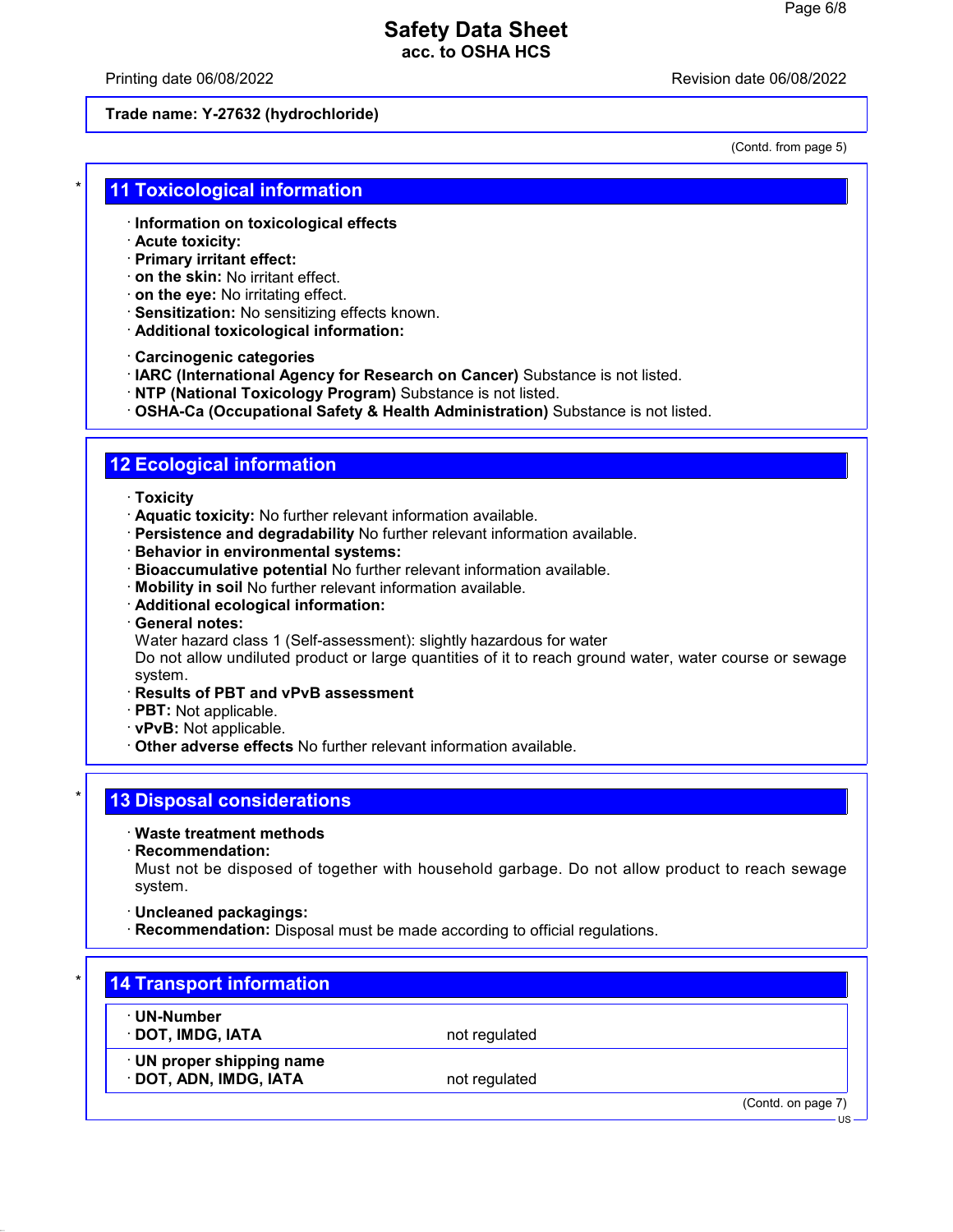Trade name: Y-27632 (hydrochloride)

(Contd. from page 5)

## 11 Toxicological information

· **Information on toxicological effects**
· **Acute toxicity:**
· **Primary irritant effect:**
· **on the skin:** No irritant effect.
· **on the eye:** No irritating effect.
· **Sensitization:** No sensitizing effects known.
· **Additional toxicological information:**

· **Carcinogenic categories**
· **IARC (International Agency for Research on Cancer)** Substance is not listed.
· **NTP (National Toxicology Program)** Substance is not listed.
· **OSHA-Ca (Occupational Safety & Health Administration)** Substance is not listed.

## 12 Ecological information

· **Toxicity**
· **Aquatic toxicity:** No further relevant information available.
· **Persistence and degradability** No further relevant information available.
· **Behavior in environmental systems:**
· **Bioaccumulative potential** No further relevant information available.
· **Mobility in soil** No further relevant information available.
· **Additional ecological information:**
· **General notes:**
Water hazard class 1 (Self-assessment): slightly hazardous for water
Do not allow undiluted product or large quantities of it to reach ground water, water course or sewage system.
· **Results of PBT and vPvB assessment**
· **PBT:** Not applicable.
· **vPvB:** Not applicable.
· **Other adverse effects** No further relevant information available.

## 13 Disposal considerations

· **Waste treatment methods**
· **Recommendation:**
Must not be disposed of together with household garbage. Do not allow product to reach sewage system.

· **Uncleaned packagings:**
· **Recommendation:** Disposal must be made according to official regulations.

## 14 Transport information

| | |
|---|---|
| · **UN-Number** | |
| · **DOT, IMDG, IATA** | not regulated |
| · **UN proper shipping name** | |
| · **DOT, ADN, IMDG, IATA** | not regulated |

(Contd. on page 7)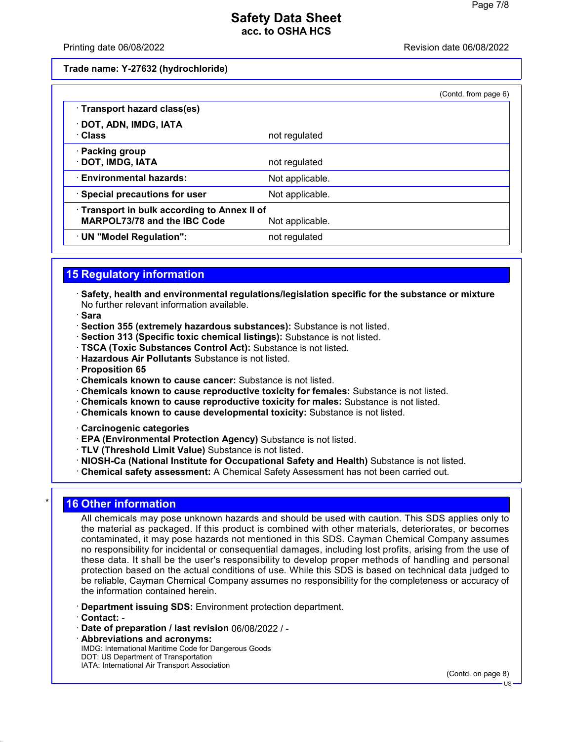Trade name: Y-27632 (hydrochloride)

(Contd. from page 6)

| · Transport hazard class(es) | |
|---|---|
| · DOT, ADN, IMDG, IATA<br>· Class | not regulated |
| · Packing group<br>· DOT, IMDG, IATA | not regulated |
| · Environmental hazards: | Not applicable. |
| · Special precautions for user | Not applicable. |
| · Transport in bulk according to Annex II of MARPOL73/78 and the IBC Code | Not applicable. |
| · UN "Model Regulation": | not regulated |

## 15 Regulatory information

· **Safety, health and environmental regulations/legislation specific for the substance or mixture**
No further relevant information available.
· **Sara**
· **Section 355 (extremely hazardous substances):** Substance is not listed.
· **Section 313 (Specific toxic chemical listings):** Substance is not listed.
· **TSCA (Toxic Substances Control Act):** Substance is not listed.
· **Hazardous Air Pollutants** Substance is not listed.
· **Proposition 65**
· **Chemicals known to cause cancer:** Substance is not listed.
· **Chemicals known to cause reproductive toxicity for females:** Substance is not listed.
· **Chemicals known to cause reproductive toxicity for males:** Substance is not listed.
· **Chemicals known to cause developmental toxicity:** Substance is not listed.

· **Carcinogenic categories**
· **EPA (Environmental Protection Agency)** Substance is not listed.
· **TLV (Threshold Limit Value)** Substance is not listed.
· **NIOSH-Ca (National Institute for Occupational Safety and Health)** Substance is not listed.
· **Chemical safety assessment:** A Chemical Safety Assessment has not been carried out.

## 16 Other information

All chemicals may pose unknown hazards and should be used with caution. This SDS applies only to the material as packaged. If this product is combined with other materials, deteriorates, or becomes contaminated, it may pose hazards not mentioned in this SDS. Cayman Chemical Company assumes no responsibility for incidental or consequential damages, including lost profits, arising from the use of these data. It shall be the user's responsibility to develop proper methods of handling and personal protection based on the actual conditions of use. While this SDS is based on technical data judged to be reliable, Cayman Chemical Company assumes no responsibility for the completeness or accuracy of the information contained herein.

· **Department issuing SDS:** Environment protection department.
· **Contact:** -
· **Date of preparation / last revision** 06/08/2022 / -
· **Abbreviations and acronyms:**
IMDG: International Maritime Code for Dangerous Goods
DOT: US Department of Transportation
IATA: International Air Transport Association

(Contd. on page 8)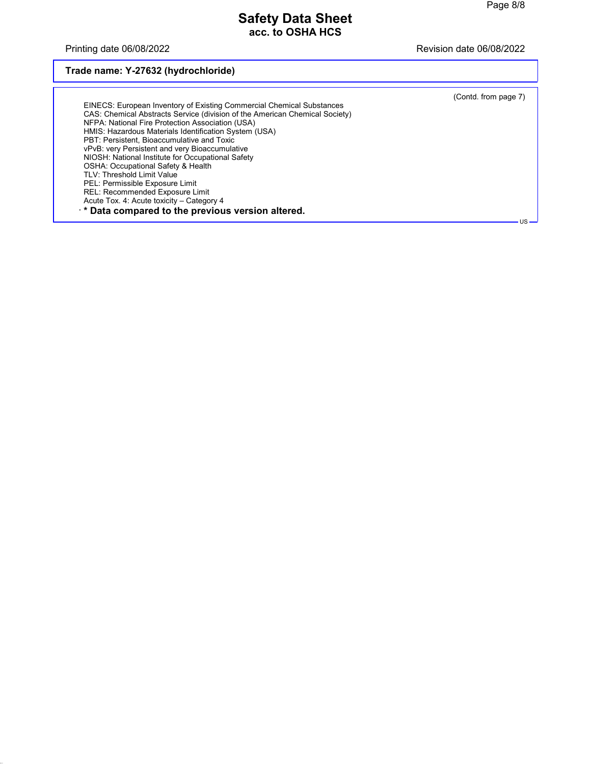(Contd. from page 7)

EINECS: European Inventory of Existing Commercial Chemical Substances
CAS: Chemical Abstracts Service (division of the American Chemical Society)
NFPA: National Fire Protection Association (USA)
HMIS: Hazardous Materials Identification System (USA)
PBT: Persistent, Bioaccumulative and Toxic
vPvB: very Persistent and very Bioaccumulative
NIOSH: National Institute for Occupational Safety
OSHA: Occupational Safety & Health
TLV: Threshold Limit Value
PEL: Permissible Exposure Limit
REL: Recommended Exposure Limit
Acute Tox. 4: Acute toxicity – Category 4

· **\* Data compared to the previous version altered.**